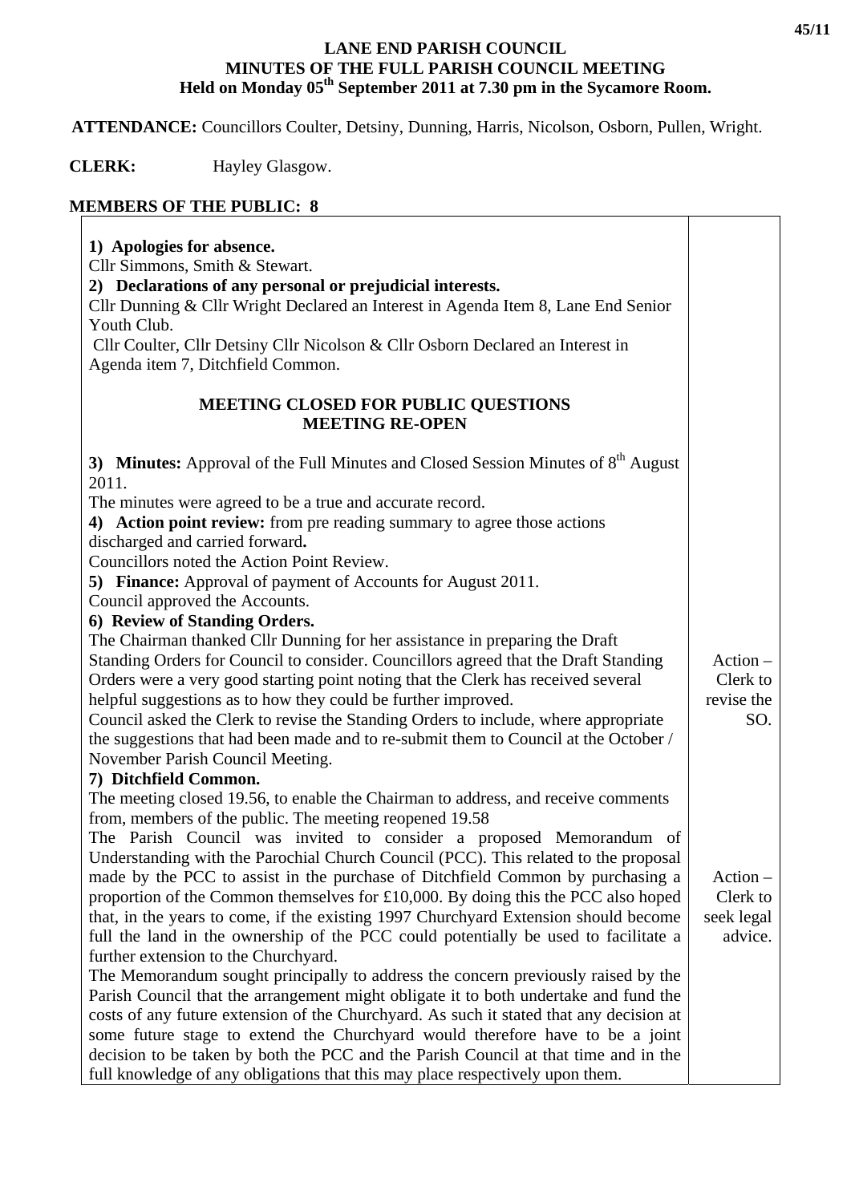# LANE END PARISH COUNCIL
## MINUTES OF THE FULL PARISH COUNCIL MEETING
### Held on Monday 05th September 2011 at 7.30 pm in the Sycamore Room.

**ATTENDANCE:** Councillors Coulter, Detsiny, Dunning, Harris, Nicolson, Osborn, Pullen, Wright.

**CLERK:** Hayley Glasgow.

**MEMBERS OF THE PUBLIC: 8**

| | |
|---|---|
| **1) Apologies for absence.**<br>Cllr Simmons, Smith & Stewart.<br>**2) Declarations of any personal or prejudicial interests.**<br>Cllr Dunning & Cllr Wright Declared an Interest in Agenda Item 8, Lane End Senior Youth Club.<br>Cllr Coulter, Cllr Detsiny Cllr Nicolson & Cllr Osborn Declared an Interest in Agenda item 7, Ditchfield Common.<br><br>**MEETING CLOSED FOR PUBLIC QUESTIONS**<br>**MEETING RE-OPEN**<br><br>**3) Minutes:** Approval of the Full Minutes and Closed Session Minutes of 8th August 2011.<br>The minutes were agreed to be a true and accurate record.<br>**4) Action point review:** from pre reading summary to agree those actions discharged and carried forward**.**<br>Councillors noted the Action Point Review.<br>**5) Finance:** Approval of payment of Accounts for August 2011.<br>Council approved the Accounts.<br>**6) Review of Standing Orders.**<br>The Chairman thanked Cllr Dunning for her assistance in preparing the Draft Standing Orders for Council to consider. Councillors agreed that the Draft Standing Orders were a very good starting point noting that the Clerk has received several helpful suggestions as to how they could be further improved.<br>Council asked the Clerk to revise the Standing Orders to include, where appropriate the suggestions that had been made and to re-submit them to Council at the October / November Parish Council Meeting. | Action – Clerk to revise the SO. |
| **7) Ditchfield Common.**<br>The meeting closed 19.56, to enable the Chairman to address, and receive comments from, members of the public. The meeting reopened 19.58<br>The Parish Council was invited to consider a proposed Memorandum of Understanding with the Parochial Church Council (PCC). This related to the proposal made by the PCC to assist in the purchase of Ditchfield Common by purchasing a proportion of the Common themselves for £10,000. By doing this the PCC also hoped that, in the years to come, if the existing 1997 Churchyard Extension should become full the land in the ownership of the PCC could potentially be used to facilitate a further extension to the Churchyard.<br>The Memorandum sought principally to address the concern previously raised by the Parish Council that the arrangement might obligate it to both undertake and fund the costs of any future extension of the Churchyard. As such it stated that any decision at some future stage to extend the Churchyard would therefore have to be a joint decision to be taken by both the PCC and the Parish Council at that time and in the full knowledge of any obligations that this may place respectively upon them. | Action – Clerk to seek legal advice. |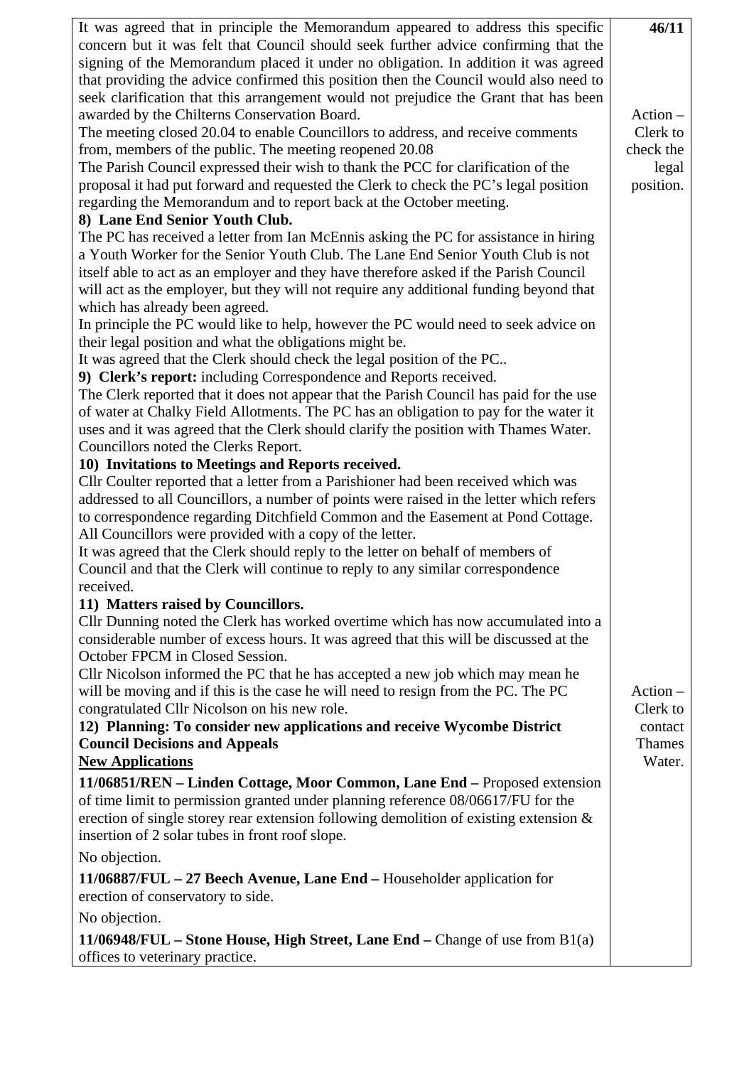| | 46/11 |
|---|---|
| It was agreed that in principle the Memorandum appeared to address this specific concern but it was felt that Council should seek further advice confirming that the signing of the Memorandum placed it under no obligation. In addition it was agreed that providing the advice confirmed this position then the Council would also need to seek clarification that this arrangement would not prejudice the Grant that has been awarded by the Chilterns Conservation Board.<br>The meeting closed 20.04 to enable Councillors to address, and receive comments from, members of the public. The meeting reopened 20.08<br>The Parish Council expressed their wish to thank the PCC for clarification of the proposal it had put forward and requested the Clerk to check the PC's legal position regarding the Memorandum and to report back at the October meeting. | Action – Clerk to check the legal position. |
| **8) Lane End Senior Youth Club.**<br>The PC has received a letter from Ian McEnnis asking the PC for assistance in hiring a Youth Worker for the Senior Youth Club. The Lane End Senior Youth Club is not itself able to act as an employer and they have therefore asked if the Parish Council will act as the employer, but they will not require any additional funding beyond that which has already been agreed.<br>In principle the PC would like to help, however the PC would need to seek advice on their legal position and what the obligations might be.<br>It was agreed that the Clerk should check the legal position of the PC.. | |
| **9) Clerk's report:** including Correspondence and Reports received.<br>The Clerk reported that it does not appear that the Parish Council has paid for the use of water at Chalky Field Allotments. The PC has an obligation to pay for the water it uses and it was agreed that the Clerk should clarify the position with Thames Water.<br>Councillors noted the Clerks Report. | |
| **10) Invitations to Meetings and Reports received.**<br>Cllr Coulter reported that a letter from a Parishioner had been received which was addressed to all Councillors, a number of points were raised in the letter which refers to correspondence regarding Ditchfield Common and the Easement at Pond Cottage. All Councillors were provided with a copy of the letter.<br>It was agreed that the Clerk should reply to the letter on behalf of members of Council and that the Clerk will continue to reply to any similar correspondence received. | |
| **11) Matters raised by Councillors.**<br>Cllr Dunning noted the Clerk has worked overtime which has now accumulated into a considerable number of excess hours. It was agreed that this will be discussed at the October FPCM in Closed Session.<br>Cllr Nicolson informed the PC that he has accepted a new job which may mean he will be moving and if this is the case he will need to resign from the PC. The PC congratulated Cllr Nicolson on his new role. | Action – Clerk to contact Thames Water. |
| **12) Planning: To consider new applications and receive Wycombe District Council Decisions and Appeals**<br>**New Applications**<br>**11/06851/REN – Linden Cottage, Moor Common, Lane End –** Proposed extension of time limit to permission granted under planning reference 08/06617/FU for the erection of single storey rear extension following demolition of existing extension & insertion of 2 solar tubes in front roof slope.<br>No objection.<br>**11/06887/FUL – 27 Beech Avenue, Lane End –** Householder application for erection of conservatory to side.<br>No objection.<br>**11/06948/FUL – Stone House, High Street, Lane End –** Change of use from B1(a) offices to veterinary practice. | |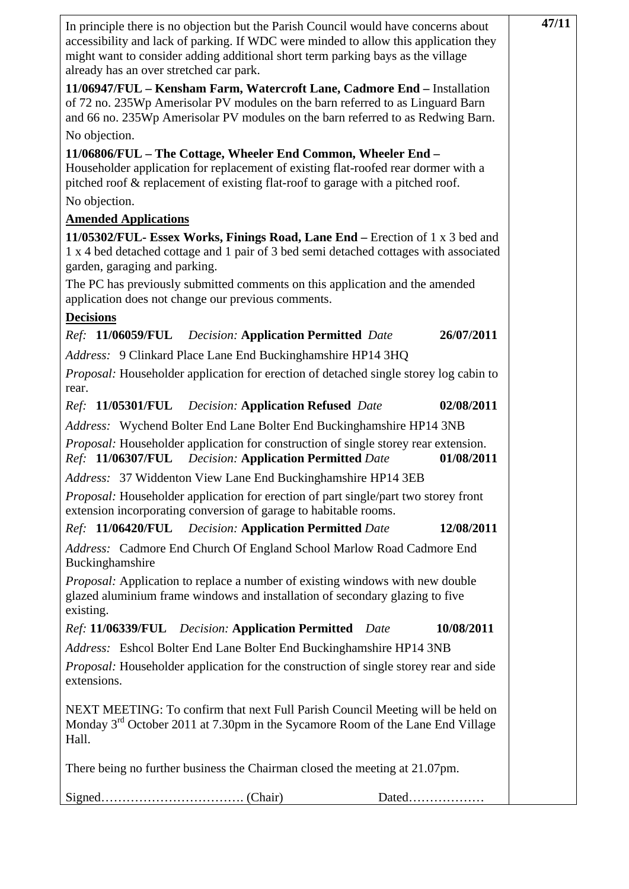In principle there is no objection but the Parish Council would have concerns about accessibility and lack of parking. If WDC were minded to allow this application they might want to consider adding additional short term parking bays as the village already has an over stretched car park.

**47/11**

**11/06947/FUL – Kensham Farm, Watercroft Lane, Cadmore End –** Installation of 72 no. 235Wp Amerisolar PV modules on the barn referred to as Linguard Barn and 66 no. 235Wp Amerisolar PV modules on the barn referred to as Redwing Barn.

No objection.

**11/06806/FUL – The Cottage, Wheeler End Common, Wheeler End –** Householder application for replacement of existing flat-roofed rear dormer with a pitched roof & replacement of existing flat-roof to garage with a pitched roof.

No objection.

**Amended Applications**

**11/05302/FUL- Essex Works, Finings Road, Lane End –** Erection of 1 x 3 bed and 1 x 4 bed detached cottage and 1 pair of 3 bed semi detached cottages with associated garden, garaging and parking.

The PC has previously submitted comments on this application and the amended application does not change our previous comments.

**Decisions**

*Ref:* **11/06059/FUL** *Decision:* **Application Permitted** *Date* **26/07/2011**

*Address:* 9 Clinkard Place Lane End Buckinghamshire HP14 3HQ

*Proposal:* Householder application for erection of detached single storey log cabin to rear.

*Ref:* **11/05301/FUL** *Decision:* **Application Refused** *Date* **02/08/2011**

*Address:* Wychend Bolter End Lane Bolter End Buckinghamshire HP14 3NB

*Proposal:* Householder application for construction of single storey rear extension.

*Ref:* **11/06307/FUL** *Decision:* **Application Permitted** *Date* **01/08/2011**

*Address:* 37 Widdenton View Lane End Buckinghamshire HP14 3EB

*Proposal:* Householder application for erection of part single/part two storey front extension incorporating conversion of garage to habitable rooms.

*Ref:* **11/06420/FUL** *Decision:* **Application Permitted** *Date* **12/08/2011**

*Address:* Cadmore End Church Of England School Marlow Road Cadmore End Buckinghamshire

*Proposal:* Application to replace a number of existing windows with new double glazed aluminium frame windows and installation of secondary glazing to five existing.

*Ref:* **11/06339/FUL** *Decision:* **Application Permitted** *Date* **10/08/2011**

*Address:* Eshcol Bolter End Lane Bolter End Buckinghamshire HP14 3NB

*Proposal:* Householder application for the construction of single storey rear and side extensions.

NEXT MEETING: To confirm that next Full Parish Council Meeting will be held on Monday 3rd October 2011 at 7.30pm in the Sycamore Room of the Lane End Village Hall.

There being no further business the Chairman closed the meeting at 21.07pm.

Signed……………………………. (Chair) Dated………………